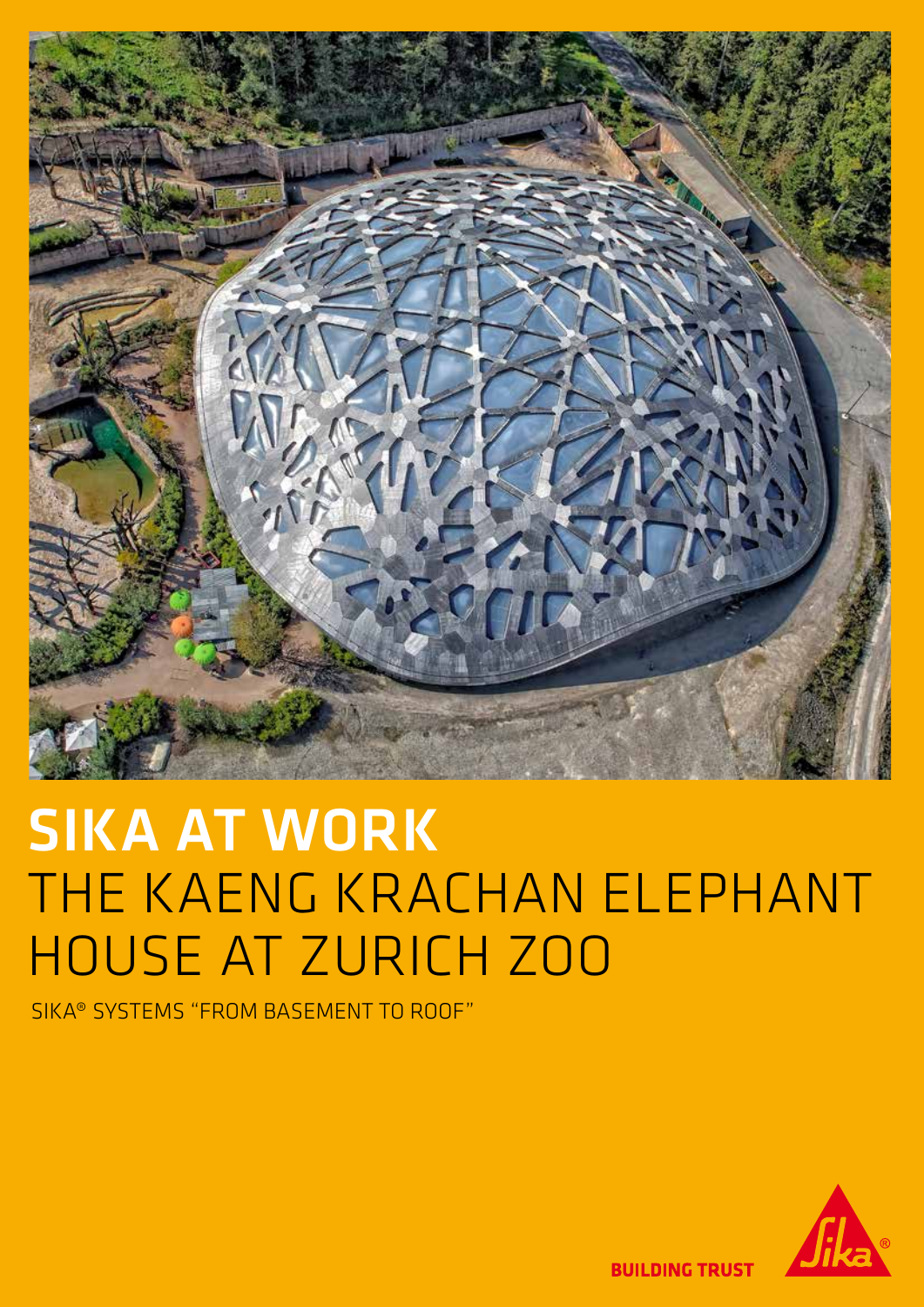# SIKA AT WORK
# THE KAENG KRACHAN ELEPHANT HOUSE AT ZURICH ZOO

SIKA® SYSTEMS "FROM BASEMENT TO ROOF"

BUILDING TRUST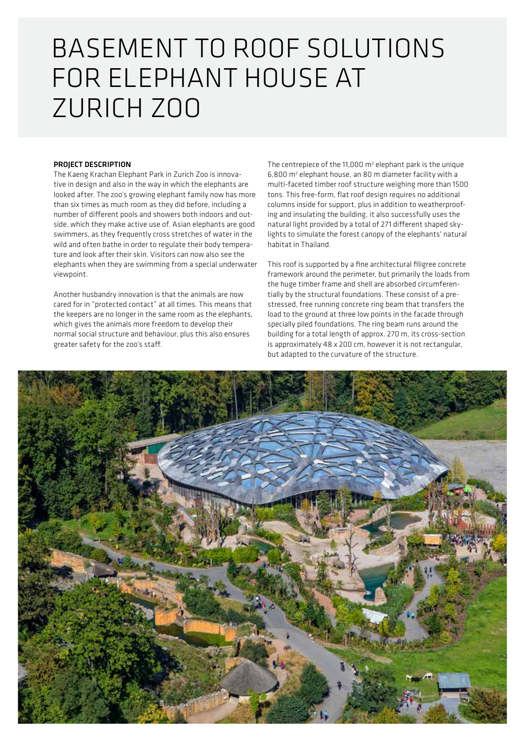# BASEMENT TO ROOF SOLUTIONS FOR ELEPHANT HOUSE AT ZURICH ZOO

**PROJECT DESCRIPTION**

The Kaeng Krachan Elephant Park in Zurich Zoo is innovative in design and also in the way in which the elephants are looked after. The zoo's growing elephant family now has more than six times as much room as they did before, including a number of different pools and showers both indoors and outside, which they make active use of. Asian elephants are good swimmers, as they frequently cross stretches of water in the wild and often bathe in order to regulate their body temperature and look after their skin. Visitors can now also see the elephants when they are swimming from a special underwater viewpoint.

Another husbandry innovation is that the animals are now cared for in "protected contact" at all times. This means that the keepers are no longer in the same room as the elephants, which gives the animals more freedom to develop their normal social structure and behaviour, plus this also ensures greater safety for the zoo's staff.

The centrepiece of the 11,000 m² elephant park is the unique 6,800 m² elephant house, an 80 m diameter facility with a multi-faceted timber roof structure weighing more than 1500 tons. This free-form, flat roof design requires no additional columns inside for support, plus in addition to weatherproofing and insulating the building, it also successfully uses the natural light provided by a total of 271 different shaped skylights to simulate the forest canopy of the elephants' natural habitat in Thailand.

This roof is supported by a fine architectural filigree concrete framework around the perimeter, but primarily the loads from the huge timber frame and shell are absorbed circumferentially by the structural foundations. These consist of a prestressed, free running concrete ring beam that transfers the load to the ground at three low points in the facade through specially piled foundations. The ring beam runs around the building for a total length of approx. 270 m, its cross-section is approximately 48 x 200 cm, however it is not rectangular, but adapted to the curvature of the structure.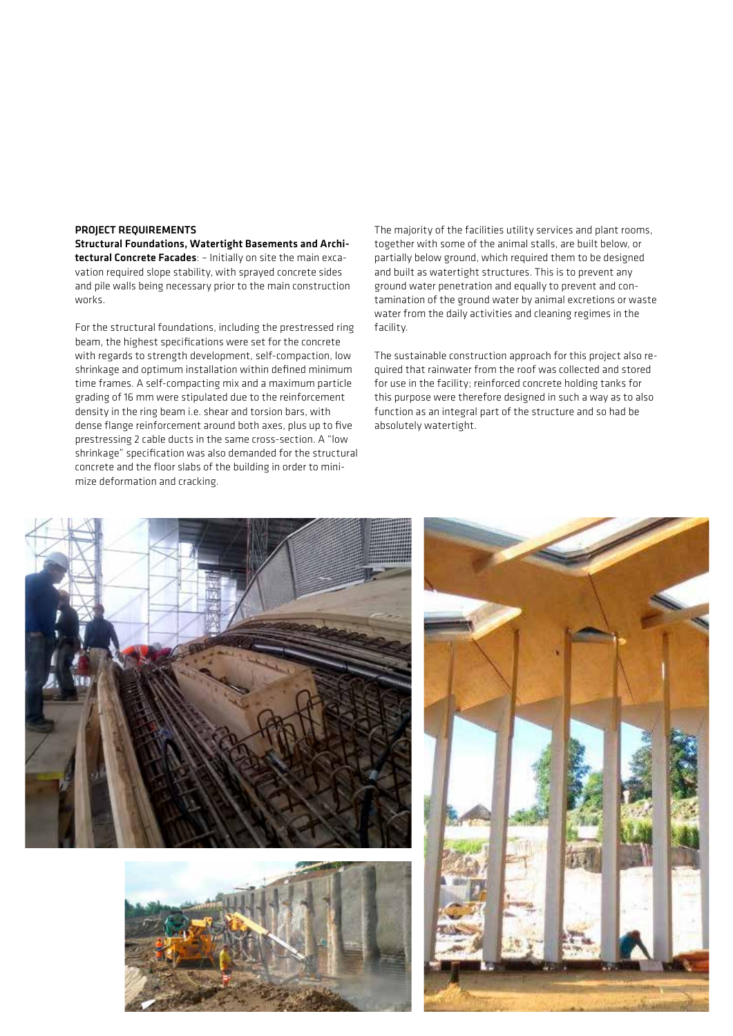**PROJECT REQUIREMENTS**

**Structural Foundations, Watertight Basements and Architectural Concrete Facades**: – Initially on site the main excavation required slope stability, with sprayed concrete sides and pile walls being necessary prior to the main construction works.

For the structural foundations, including the prestressed ring beam, the highest specifications were set for the concrete with regards to strength development, self-compaction, low shrinkage and optimum installation within defined minimum time frames. A self-compacting mix and a maximum particle grading of 16 mm were stipulated due to the reinforcement density in the ring beam i.e. shear and torsion bars, with dense flange reinforcement around both axes, plus up to five prestressing 2 cable ducts in the same cross-section. A "low shrinkage" specification was also demanded for the structural concrete and the floor slabs of the building in order to minimize deformation and cracking.

The majority of the facilities utility services and plant rooms, together with some of the animal stalls, are built below, or partially below ground, which required them to be designed and built as watertight structures. This is to prevent any ground water penetration and equally to prevent and contamination of the ground water by animal excretions or waste water from the daily activities and cleaning regimes in the facility.

The sustainable construction approach for this project also required that rainwater from the roof was collected and stored for use in the facility; reinforced concrete holding tanks for this purpose were therefore designed in such a way as to also function as an integral part of the structure and so had be absolutely watertight.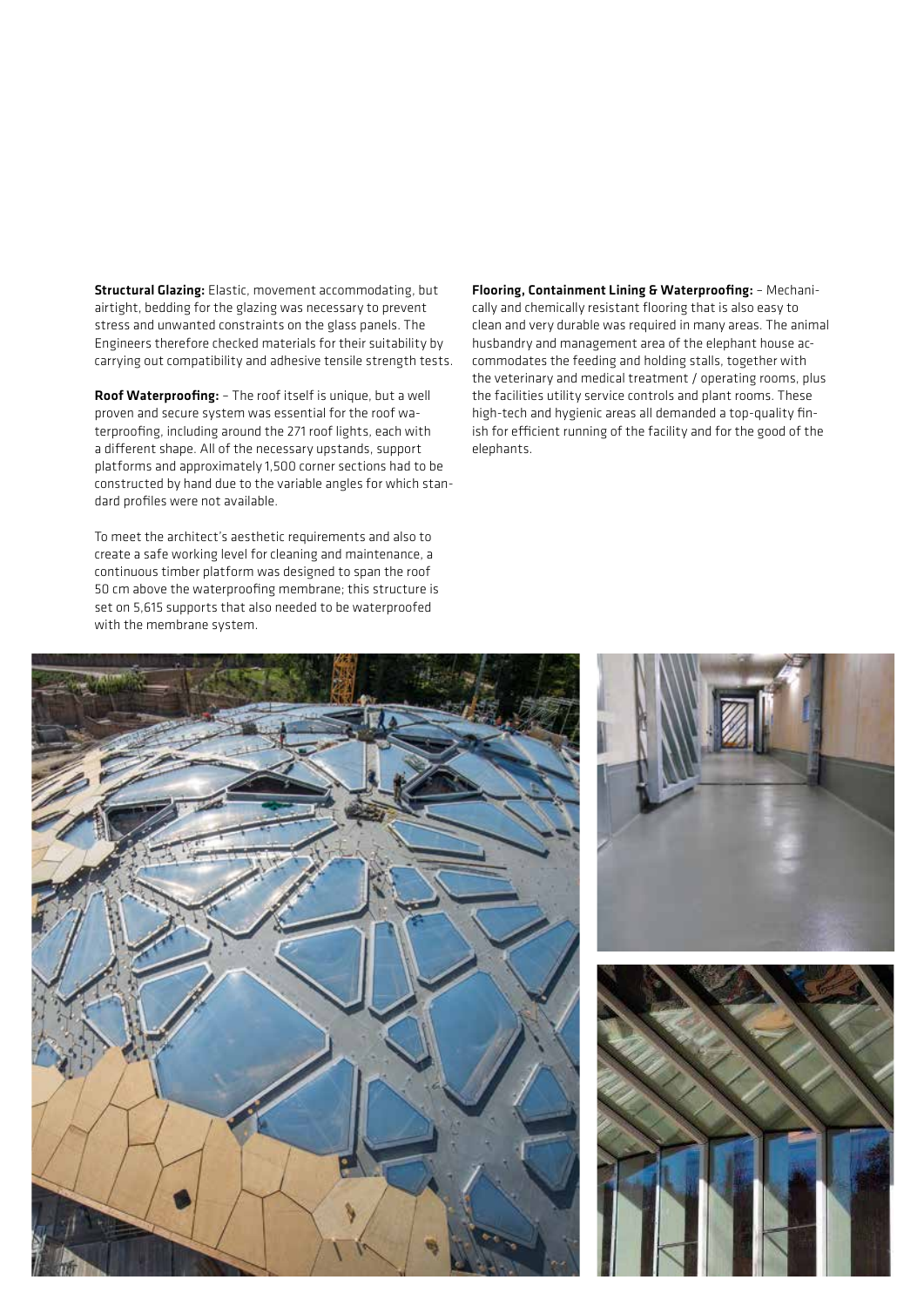**Structural Glazing:** Elastic, movement accommodating, but airtight, bedding for the glazing was necessary to prevent stress and unwanted constraints on the glass panels. The Engineers therefore checked materials for their suitability by carrying out compatibility and adhesive tensile strength tests.

**Roof Waterproofing:** – The roof itself is unique, but a well proven and secure system was essential for the roof waterproofing, including around the 271 roof lights, each with a different shape. All of the necessary upstands, support platforms and approximately 1,500 corner sections had to be constructed by hand due to the variable angles for which standard profiles were not available.

To meet the architect's aesthetic requirements and also to create a safe working level for cleaning and maintenance, a continuous timber platform was designed to span the roof 50 cm above the waterproofing membrane; this structure is set on 5,615 supports that also needed to be waterproofed with the membrane system.

**Flooring, Containment Lining & Waterproofing:** – Mechanically and chemically resistant flooring that is also easy to clean and very durable was required in many areas. The animal husbandry and management area of the elephant house accommodates the feeding and holding stalls, together with the veterinary and medical treatment / operating rooms, plus the facilities utility service controls and plant rooms. These high-tech and hygienic areas all demanded a top-quality finish for efficient running of the facility and for the good of the elephants.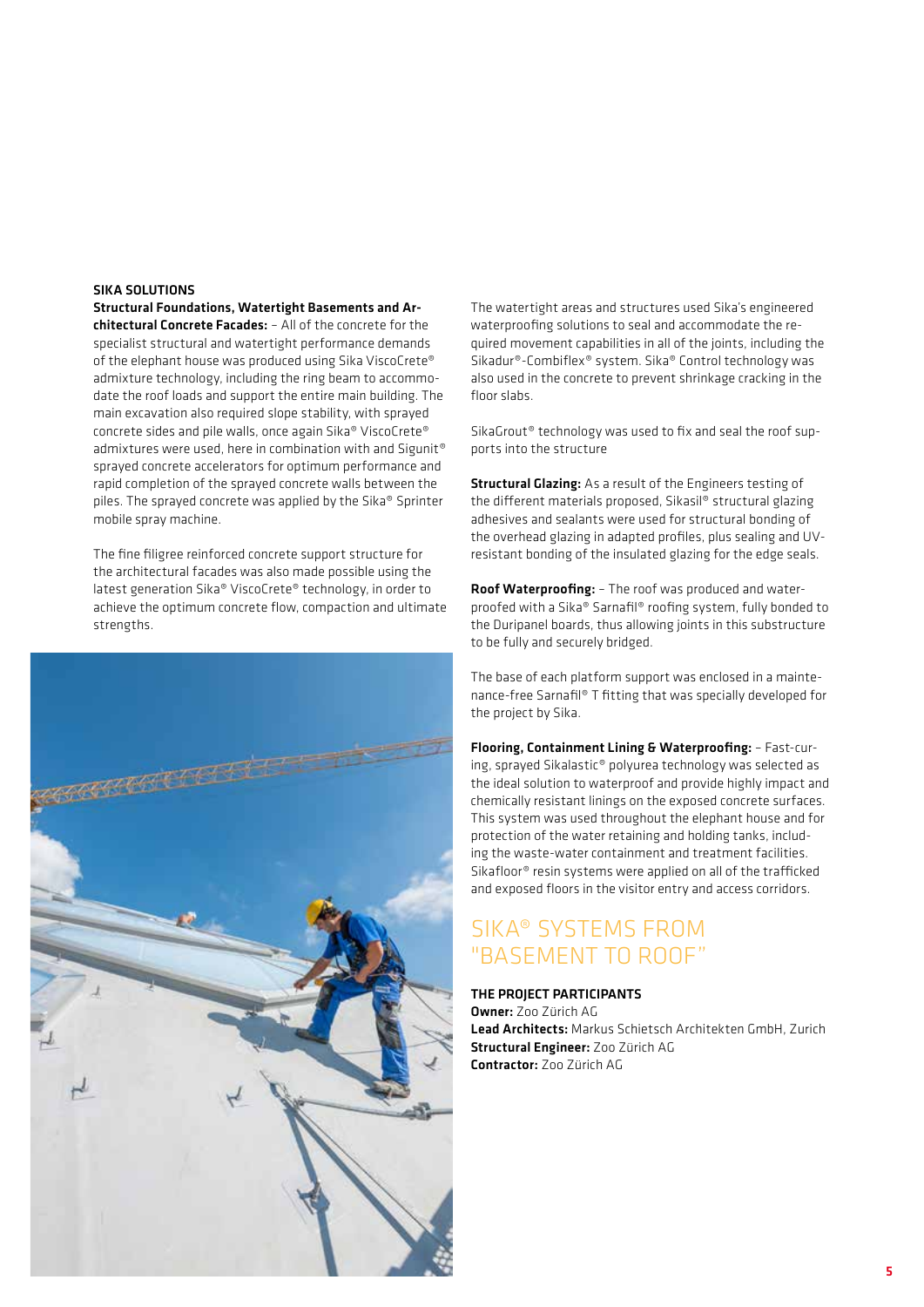## SIKA SOLUTIONS

**Structural Foundations, Watertight Basements and Architectural Concrete Facades:** – All of the concrete for the specialist structural and watertight performance demands of the elephant house was produced using Sika ViscoCrete® admixture technology, including the ring beam to accommodate the roof loads and support the entire main building. The main excavation also required slope stability, with sprayed concrete sides and pile walls, once again Sika® ViscoCrete® admixtures were used, here in combination with and Sigunit® sprayed concrete accelerators for optimum performance and rapid completion of the sprayed concrete walls between the piles. The sprayed concrete was applied by the Sika® Sprinter mobile spray machine.

The fine filigree reinforced concrete support structure for the architectural facades was also made possible using the latest generation Sika® ViscoCrete® technology, in order to achieve the optimum concrete flow, compaction and ultimate strengths.

The watertight areas and structures used Sika's engineered waterproofing solutions to seal and accommodate the required movement capabilities in all of the joints, including the Sikadur®-Combiflex® system. Sika® Control technology was also used in the concrete to prevent shrinkage cracking in the floor slabs.

SikaGrout® technology was used to fix and seal the roof supports into the structure

**Structural Glazing:** As a result of the Engineers testing of the different materials proposed, Sikasil® structural glazing adhesives and sealants were used for structural bonding of the overhead glazing in adapted profiles, plus sealing and UV-resistant bonding of the insulated glazing for the edge seals.

**Roof Waterproofing:** – The roof was produced and waterproofed with a Sika® Sarnafil® roofing system, fully bonded to the Duripanel boards, thus allowing joints in this substructure to be fully and securely bridged.

The base of each platform support was enclosed in a maintenance-free Sarnafil® T fitting that was specially developed for the project by Sika.

**Flooring, Containment Lining & Waterproofing:** – Fast-curing, sprayed Sikalastic® polyurea technology was selected as the ideal solution to waterproof and provide highly impact and chemically resistant linings on the exposed concrete surfaces. This system was used throughout the elephant house and for protection of the water retaining and holding tanks, including the waste-water containment and treatment facilities. Sikafloor® resin systems were applied on all of the trafficked and exposed floors in the visitor entry and access corridors.

## SIKA® SYSTEMS FROM "BASEMENT TO ROOF"

### THE PROJECT PARTICIPANTS

**Owner:** Zoo Zürich AG
**Lead Architects:** Markus Schietsch Architekten GmbH, Zurich
**Structural Engineer:** Zoo Zürich AG
**Contractor:** Zoo Zürich AG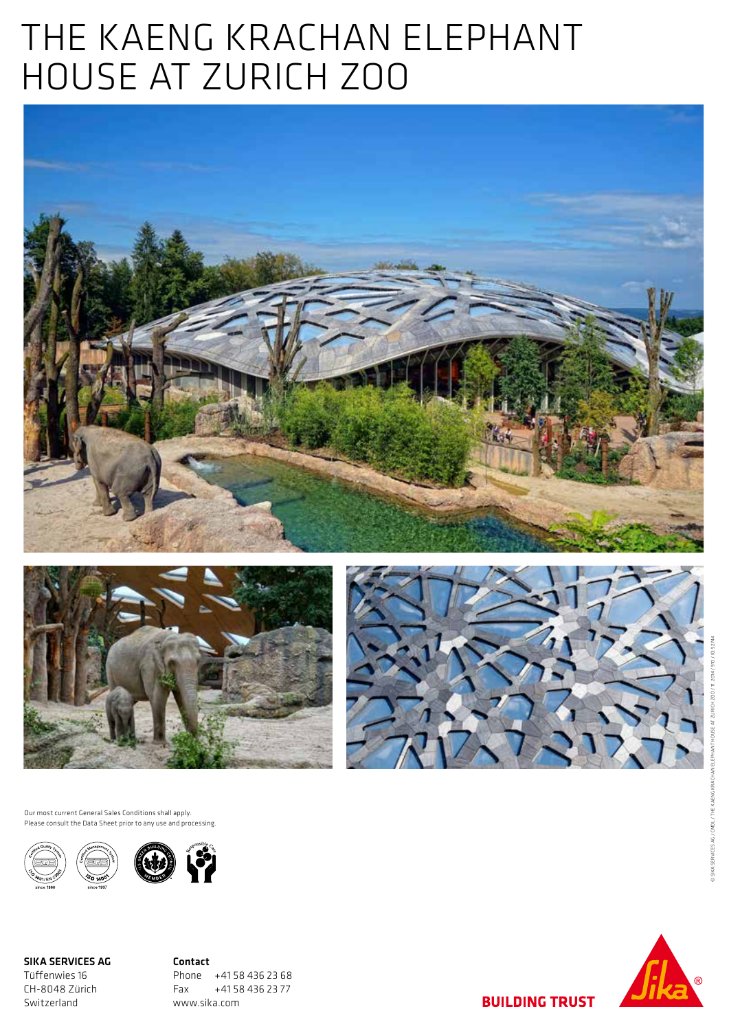# THE KAENG KRACHAN ELEPHANT HOUSE AT ZURICH ZOO

Our most current General Sales Conditions shall apply.
Please consult the Data Sheet prior to any use and processing.

**SIKA SERVICES AG**
Tüffenwies 16
CH-8048 Zürich
Switzerland

**Contact**
Phone +41 58 436 23 68
Fax +41 58 436 23 77
www.sika.com

**BUILDING TRUST**

© SIKA SERVICES AG / CMDL / THE KAENG KRACHAN ELEPHANT HOUSE AT ZURICH ZOO / 11. 2014 / 910 / ID 52744